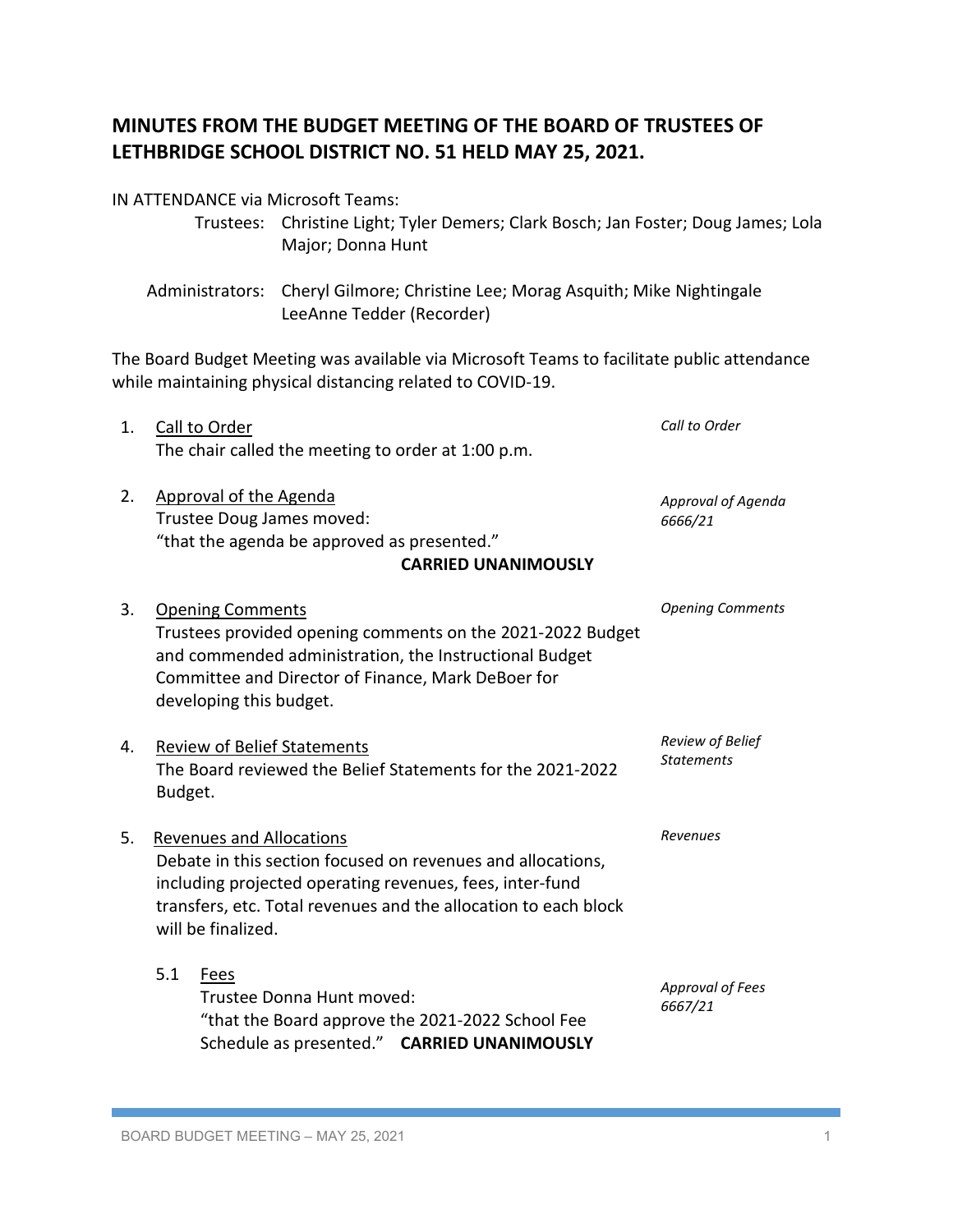# MINUTES FROM THE BUDGET MEETING OF THE BOARD OF TRUSTEES OF LETHBRIDGE SCHOOL DISTRICT NO. 51 HELD MAY 25, 2021.

IN ATTENDANCE via Microsoft Teams:

Trustees: Christine Light; Tyler Demers; Clark Bosch; Jan Foster; Doug James; Lola Major; Donna Hunt

Administrators: Cheryl Gilmore; Christine Lee; Morag Asquith; Mike Nightingale LeeAnne Tedder (Recorder)

The Board Budget Meeting was available via Microsoft Teams to facilitate public attendance while maintaining physical distancing related to COVID-19.

1. Call to Order *(Call to Order)*
   The chair called the meeting to order at 1:00 p.m.

2. Approval of the Agenda *(Approval of Agenda 6666/21)*
   Trustee Doug James moved:
   "that the agenda be approved as presented."
   **CARRIED UNANIMOUSLY**

3. Opening Comments *(Opening Comments)*
   Trustees provided opening comments on the 2021-2022 Budget and commended administration, the Instructional Budget Committee and Director of Finance, Mark DeBoer for developing this budget.

4. Review of Belief Statements *(Review of Belief Statements)*
   The Board reviewed the Belief Statements for the 2021-2022 Budget.

5. Revenues and Allocations *(Revenues)*
   Debate in this section focused on revenues and allocations, including projected operating revenues, fees, inter-fund transfers, etc. Total revenues and the allocation to each block will be finalized.

   5.1 Fees *(Approval of Fees 6667/21)*
   Trustee Donna Hunt moved:
   "that the Board approve the 2021-2022 School Fee Schedule as presented." **CARRIED UNANIMOUSLY**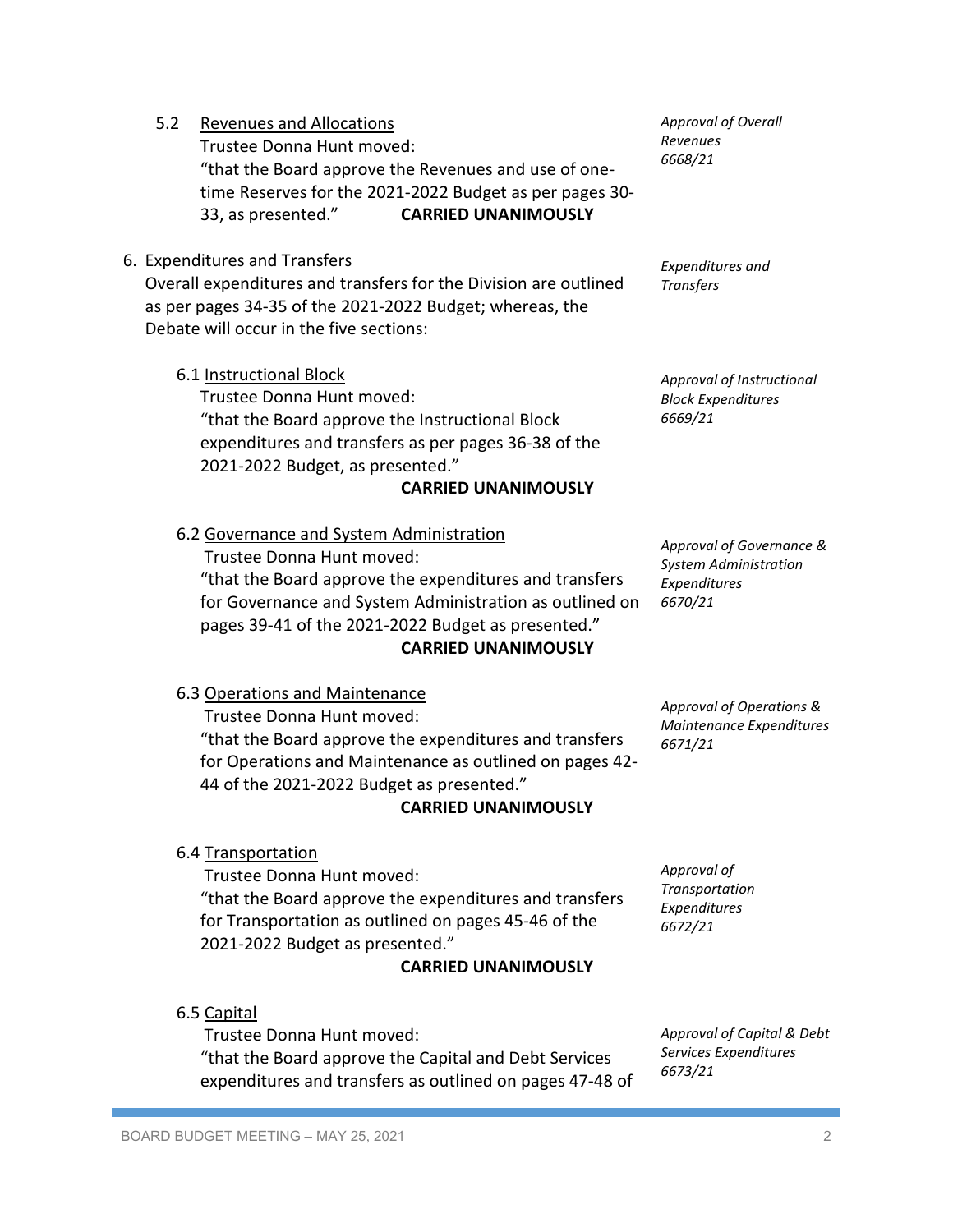5.2 Revenues and Allocations

*Approval of Overall Revenues 6668/21*

Trustee Donna Hunt moved:
"that the Board approve the Revenues and use of one-time Reserves for the 2021-2022 Budget as per pages 30-33, as presented." **CARRIED UNANIMOUSLY**

6. Expenditures and Transfers

*Expenditures and Transfers*

Overall expenditures and transfers for the Division are outlined as per pages 34-35 of the 2021-2022 Budget; whereas, the Debate will occur in the five sections:

6.1 Instructional Block

*Approval of Instructional Block Expenditures 6669/21*

Trustee Donna Hunt moved:
"that the Board approve the Instructional Block expenditures and transfers as per pages 36-38 of the 2021-2022 Budget, as presented."
**CARRIED UNANIMOUSLY**

6.2 Governance and System Administration

*Approval of Governance & System Administration Expenditures 6670/21*

Trustee Donna Hunt moved:
"that the Board approve the expenditures and transfers for Governance and System Administration as outlined on pages 39-41 of the 2021-2022 Budget as presented."
**CARRIED UNANIMOUSLY**

6.3 Operations and Maintenance

*Approval of Operations & Maintenance Expenditures 6671/21*

Trustee Donna Hunt moved:
"that the Board approve the expenditures and transfers for Operations and Maintenance as outlined on pages 42-44 of the 2021-2022 Budget as presented."
**CARRIED UNANIMOUSLY**

6.4 Transportation

*Approval of Transportation Expenditures 6672/21*

Trustee Donna Hunt moved:
"that the Board approve the expenditures and transfers for Transportation as outlined on pages 45-46 of the 2021-2022 Budget as presented."
**CARRIED UNANIMOUSLY**

6.5 Capital

*Approval of Capital & Debt Services Expenditures 6673/21*

Trustee Donna Hunt moved:
"that the Board approve the Capital and Debt Services expenditures and transfers as outlined on pages 47-48 of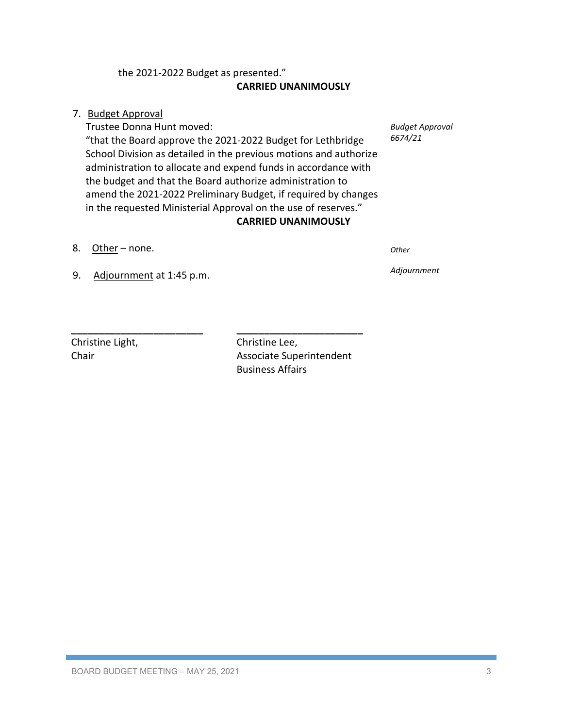the 2021-2022 Budget as presented."

**CARRIED UNANIMOUSLY**

7. Budget Approval

   *Budget Approval 6674/21*

   Trustee Donna Hunt moved:
   "that the Board approve the 2021-2022 Budget for Lethbridge School Division as detailed in the previous motions and authorize administration to allocate and expend funds in accordance with the budget and that the Board authorize administration to amend the 2021-2022 Preliminary Budget, if required by changes in the requested Ministerial Approval on the use of reserves."

   **CARRIED UNANIMOUSLY**

8. Other – none.

   *Other*

9. Adjournment at 1:45 p.m.

   *Adjournment*

\_\_\_\_\_\_\_\_\_\_\_\_\_\_\_\_\_\_\_\_\_\_\_\_
Christine Light,
Chair

\_\_\_\_\_\_\_\_\_\_\_\_\_\_\_\_\_\_\_\_\_\_\_\_
Christine Lee,
Associate Superintendent
Business Affairs